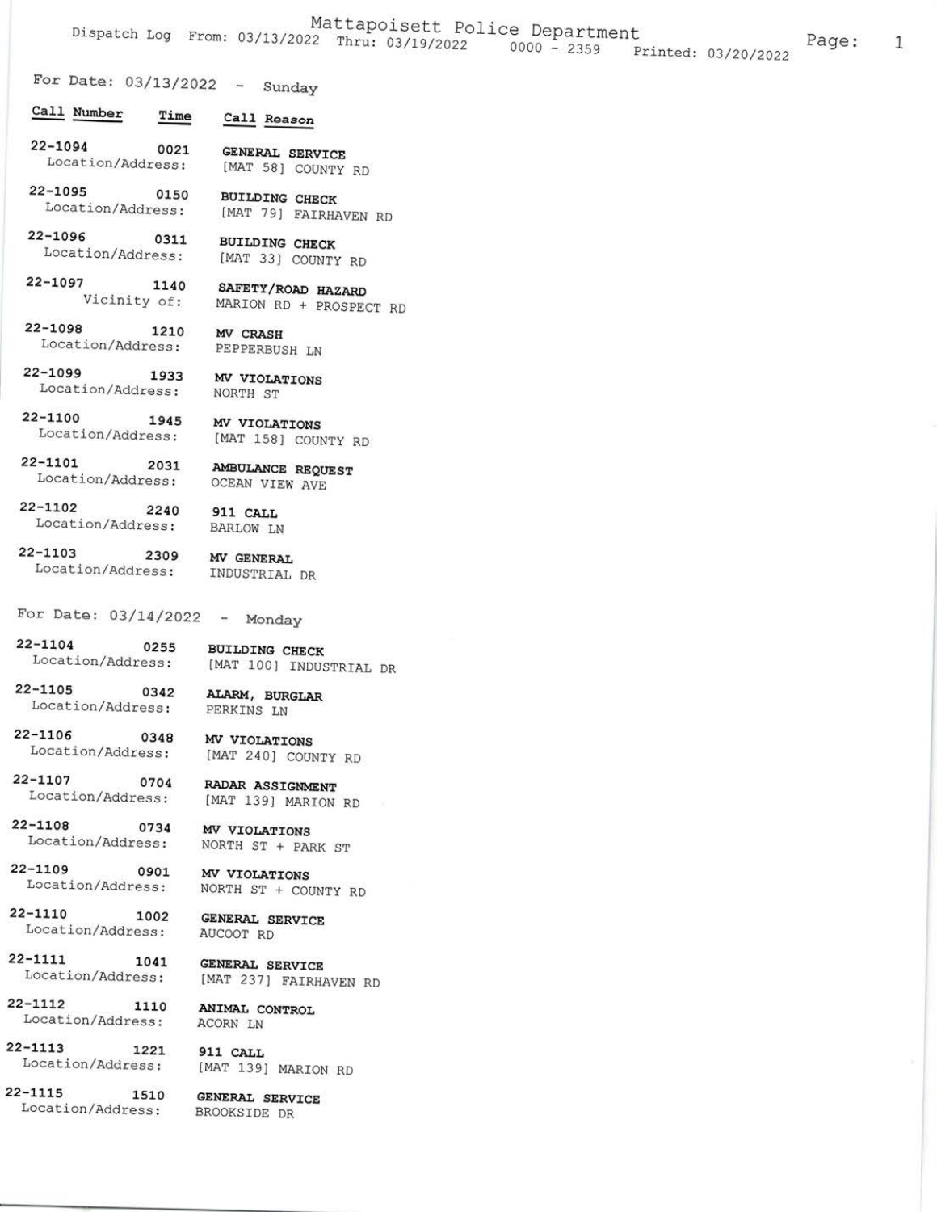# Mattapoisett Police Department

Dispatch Log From: 03/13/2022 Thru: 03/19/2022 0000 - 2359 Printed: 03/20/2022

## For Date: 03/13/2022 - Sunday

| Call Number | Time | Call Reason |
|---|---|---|
| 22-1094 | 0021 | GENERAL SERVICE |
| Location/Address: | | [MAT 58] COUNTY RD |
| 22-1095 | 0150 | BUILDING CHECK |
| Location/Address: | | [MAT 79] FAIRHAVEN RD |
| 22-1096 | 0311 | BUILDING CHECK |
| Location/Address: | | [MAT 33] COUNTY RD |
| 22-1097 | 1140 | SAFETY/ROAD HAZARD |
| Vicinity of: | | MARION RD + PROSPECT RD |
| 22-1098 | 1210 | MV CRASH |
| Location/Address: | | PEPPERBUSH LN |
| 22-1099 | 1933 | MV VIOLATIONS |
| Location/Address: | | NORTH ST |
| 22-1100 | 1945 | MV VIOLATIONS |
| Location/Address: | | [MAT 158] COUNTY RD |
| 22-1101 | 2031 | AMBULANCE REQUEST |
| Location/Address: | | OCEAN VIEW AVE |
| 22-1102 | 2240 | 911 CALL |
| Location/Address: | | BARLOW LN |
| 22-1103 | 2309 | MV GENERAL |
| Location/Address: | | INDUSTRIAL DR |

## For Date: 03/14/2022 - Monday

| Call Number | Time | Call Reason |
|---|---|---|
| 22-1104 | 0255 | BUILDING CHECK |
| Location/Address: | | [MAT 100] INDUSTRIAL DR |
| 22-1105 | 0342 | ALARM, BURGLAR |
| Location/Address: | | PERKINS LN |
| 22-1106 | 0348 | MV VIOLATIONS |
| Location/Address: | | [MAT 240] COUNTY RD |
| 22-1107 | 0704 | RADAR ASSIGNMENT |
| Location/Address: | | [MAT 139] MARION RD |
| 22-1108 | 0734 | MV VIOLATIONS |
| Location/Address: | | NORTH ST + PARK ST |
| 22-1109 | 0901 | MV VIOLATIONS |
| Location/Address: | | NORTH ST + COUNTY RD |
| 22-1110 | 1002 | GENERAL SERVICE |
| Location/Address: | | AUCOOT RD |
| 22-1111 | 1041 | GENERAL SERVICE |
| Location/Address: | | [MAT 237] FAIRHAVEN RD |
| 22-1112 | 1110 | ANIMAL CONTROL |
| Location/Address: | | ACORN LN |
| 22-1113 | 1221 | 911 CALL |
| Location/Address: | | [MAT 139] MARION RD |
| 22-1115 | 1510 | GENERAL SERVICE |
| Location/Address: | | BROOKSIDE DR |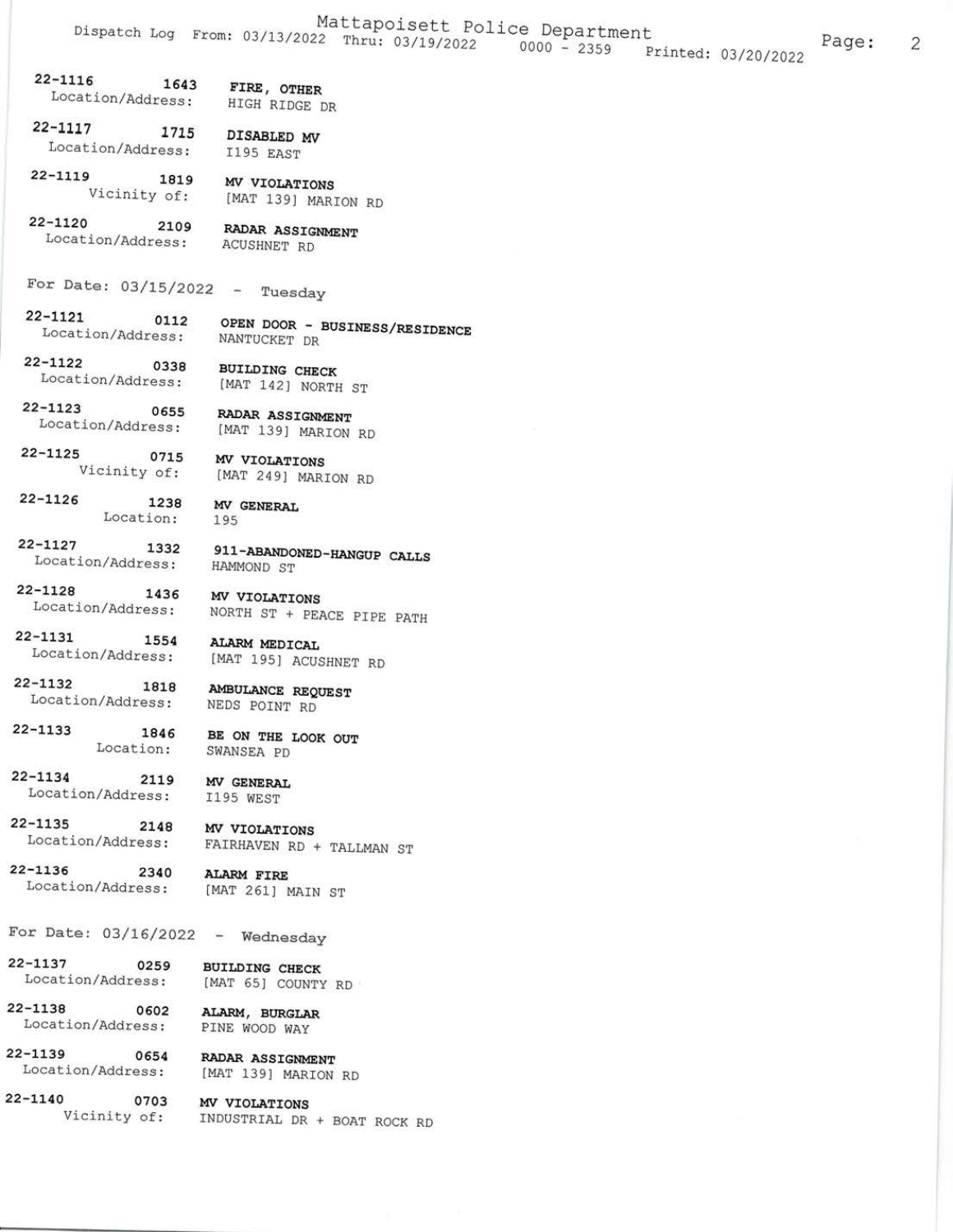22-1116 1643 **FIRE, OTHER**
Location/Address: HIGH RIDGE DR

22-1117 1715 **DISABLED MV**
Location/Address: I195 EAST

22-1119 1819 **MV VIOLATIONS**
Vicinity of: [MAT 139] MARION RD

22-1120 2109 **RADAR ASSIGNMENT**
Location/Address: ACUSHNET RD

For Date: 03/15/2022 - Tuesday

22-1121 0112 **OPEN DOOR - BUSINESS/RESIDENCE**
Location/Address: NANTUCKET DR

22-1122 0338 **BUILDING CHECK**
Location/Address: [MAT 142] NORTH ST

22-1123 0655 **RADAR ASSIGNMENT**
Location/Address: [MAT 139] MARION RD

22-1125 0715 **MV VIOLATIONS**
Vicinity of: [MAT 249] MARION RD

22-1126 1238 **MV GENERAL**
Location: 195

22-1127 1332 **911-ABANDONED-HANGUP CALLS**
Location/Address: HAMMOND ST

22-1128 1436 **MV VIOLATIONS**
Location/Address: NORTH ST + PEACE PIPE PATH

22-1131 1554 **ALARM MEDICAL**
Location/Address: [MAT 195] ACUSHNET RD

22-1132 1818 **AMBULANCE REQUEST**
Location/Address: NEDS POINT RD

22-1133 1846 **BE ON THE LOOK OUT**
Location: SWANSEA PD

22-1134 2119 **MV GENERAL**
Location/Address: I195 WEST

22-1135 2148 **MV VIOLATIONS**
Location/Address: FAIRHAVEN RD + TALLMAN ST

22-1136 2340 **ALARM FIRE**
Location/Address: [MAT 261] MAIN ST

For Date: 03/16/2022 - Wednesday

22-1137 0259 **BUILDING CHECK**
Location/Address: [MAT 65] COUNTY RD

22-1138 0602 **ALARM, BURGLAR**
Location/Address: PINE WOOD WAY

22-1139 0654 **RADAR ASSIGNMENT**
Location/Address: [MAT 139] MARION RD

22-1140 0703 **MV VIOLATIONS**
Vicinity of: INDUSTRIAL DR + BOAT ROCK RD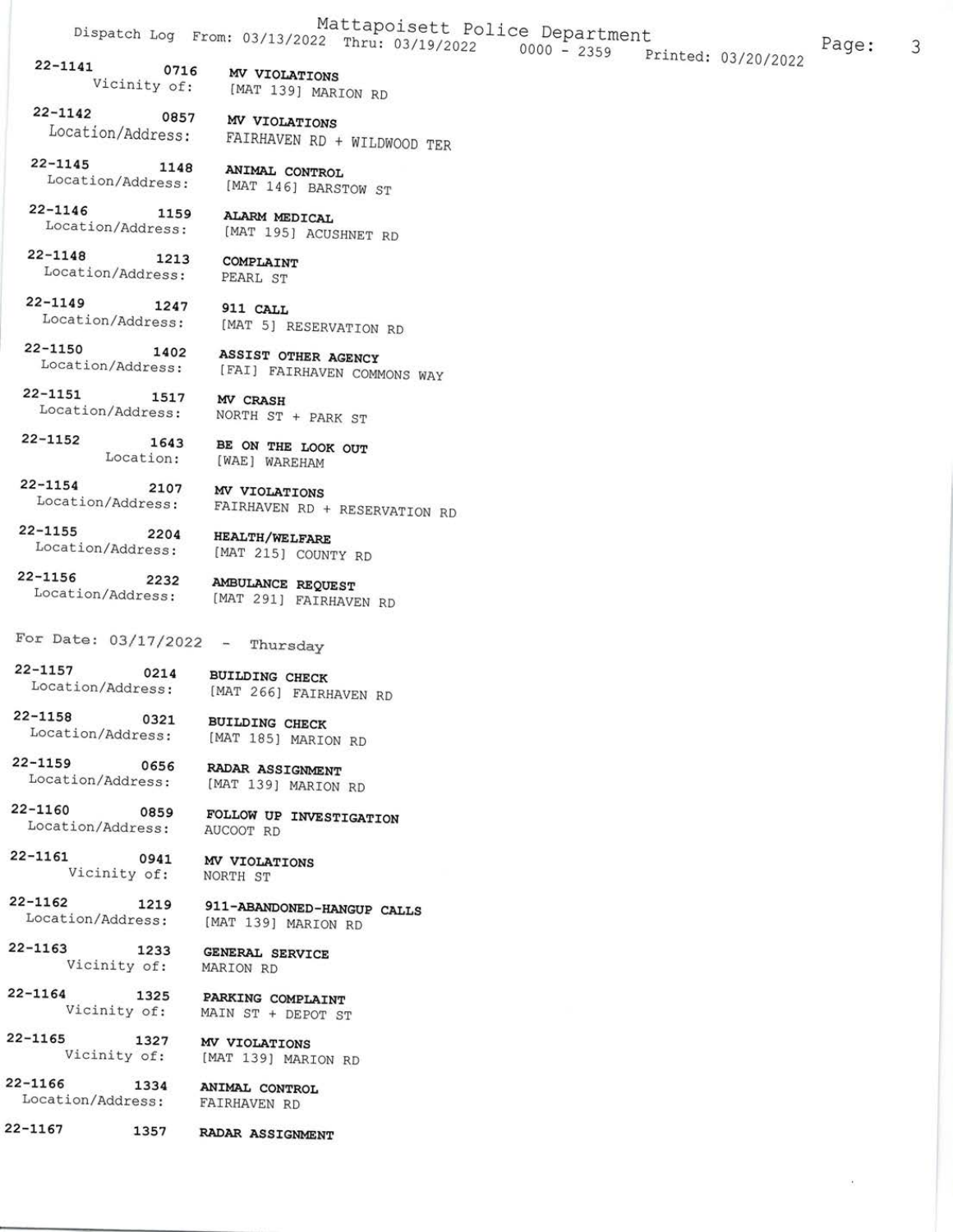| | | | |
|---|---|---|---|
| 22-1141 | 0716 | MV VIOLATIONS | |
| | Vicinity of: | [MAT 139] MARION RD | |
| 22-1142 | 0857 | MV VIOLATIONS | |
| | Location/Address: | FAIRHAVEN RD + WILDWOOD TER | |
| 22-1145 | 1148 | ANIMAL CONTROL | |
| | Location/Address: | [MAT 146] BARSTOW ST | |
| 22-1146 | 1159 | ALARM MEDICAL | |
| | Location/Address: | [MAT 195] ACUSHNET RD | |
| 22-1148 | 1213 | COMPLAINT | |
| | Location/Address: | PEARL ST | |
| 22-1149 | 1247 | 911 CALL | |
| | Location/Address: | [MAT 5] RESERVATION RD | |
| 22-1150 | 1402 | ASSIST OTHER AGENCY | |
| | Location/Address: | [FAI] FAIRHAVEN COMMONS WAY | |
| 22-1151 | 1517 | MV CRASH | |
| | Location/Address: | NORTH ST + PARK ST | |
| 22-1152 | 1643 | BE ON THE LOOK OUT | |
| | Location: | [WAE] WAREHAM | |
| 22-1154 | 2107 | MV VIOLATIONS | |
| | Location/Address: | FAIRHAVEN RD + RESERVATION RD | |
| 22-1155 | 2204 | HEALTH/WELFARE | |
| | Location/Address: | [MAT 215] COUNTY RD | |
| 22-1156 | 2232 | AMBULANCE REQUEST | |
| | Location/Address: | [MAT 291] FAIRHAVEN RD | |

For Date: 03/17/2022 - Thursday

| | | |
|---|---|---|
| 22-1157 | 0214 | BUILDING CHECK |
| | Location/Address: | [MAT 266] FAIRHAVEN RD |
| 22-1158 | 0321 | BUILDING CHECK |
| | Location/Address: | [MAT 185] MARION RD |
| 22-1159 | 0656 | RADAR ASSIGNMENT |
| | Location/Address: | [MAT 139] MARION RD |
| 22-1160 | 0859 | FOLLOW UP INVESTIGATION |
| | Location/Address: | AUCOOT RD |
| 22-1161 | 0941 | MV VIOLATIONS |
| | Vicinity of: | NORTH ST |
| 22-1162 | 1219 | 911-ABANDONED-HANGUP CALLS |
| | Location/Address: | [MAT 139] MARION RD |
| 22-1163 | 1233 | GENERAL SERVICE |
| | Vicinity of: | MARION RD |
| 22-1164 | 1325 | PARKING COMPLAINT |
| | Vicinity of: | MAIN ST + DEPOT ST |
| 22-1165 | 1327 | MV VIOLATIONS |
| | Vicinity of: | [MAT 139] MARION RD |
| 22-1166 | 1334 | ANIMAL CONTROL |
| | Location/Address: | FAIRHAVEN RD |
| 22-1167 | 1357 | RADAR ASSIGNMENT |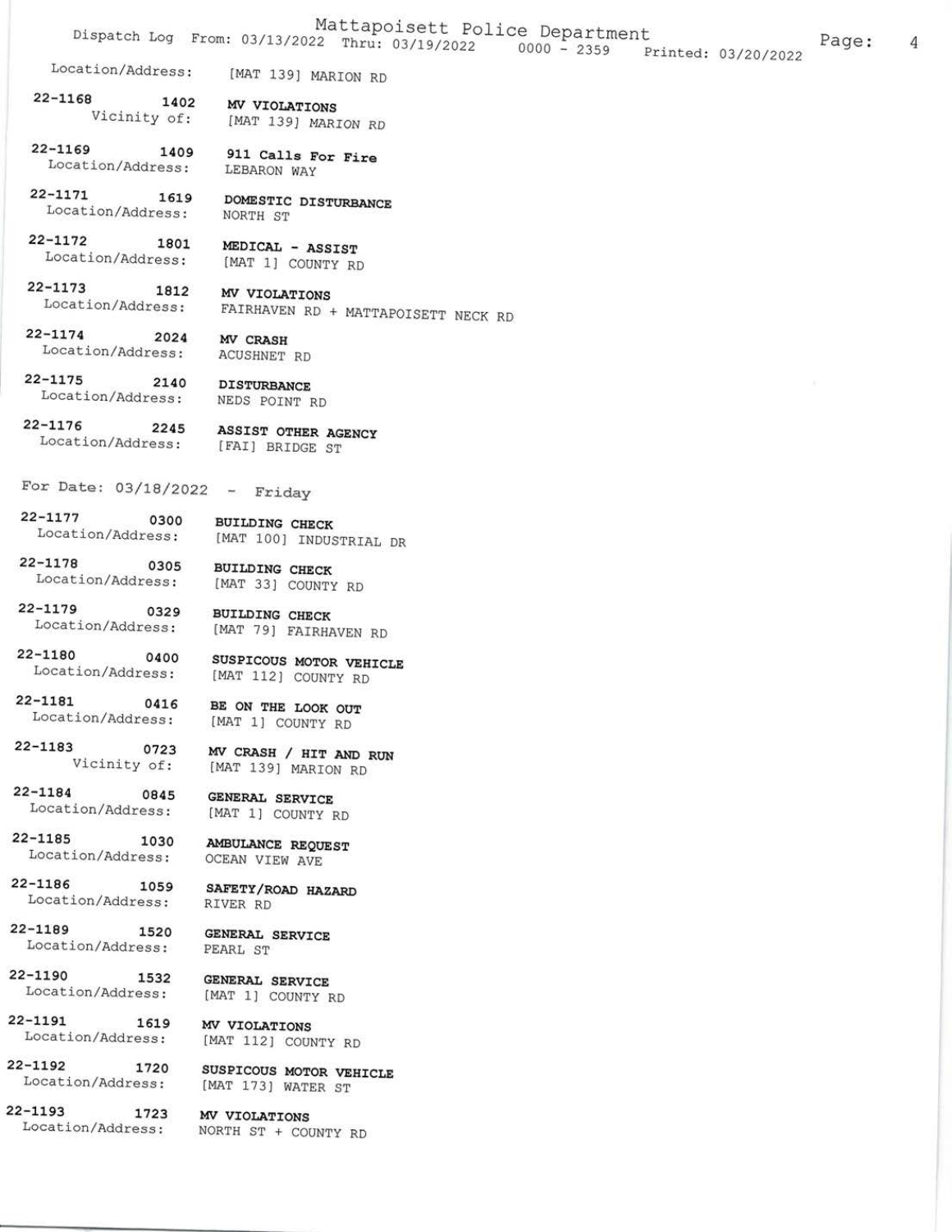Location/Address: [MAT 139] MARION RD

22-1168 1402 **MV VIOLATIONS**
Vicinity of: [MAT 139] MARION RD

22-1169 1409 **911 Calls For Fire**
Location/Address: LEBARON WAY

22-1171 1619 **DOMESTIC DISTURBANCE**
Location/Address: NORTH ST

22-1172 1801 **MEDICAL - ASSIST**
Location/Address: [MAT 1] COUNTY RD

22-1173 1812 **MV VIOLATIONS**
Location/Address: FAIRHAVEN RD + MATTAPOISETT NECK RD

22-1174 2024 **MV CRASH**
Location/Address: ACUSHNET RD

22-1175 2140 **DISTURBANCE**
Location/Address: NEDS POINT RD

22-1176 2245 **ASSIST OTHER AGENCY**
Location/Address: [FAI] BRIDGE ST

For Date: 03/18/2022 - Friday

22-1177 0300 **BUILDING CHECK**
Location/Address: [MAT 100] INDUSTRIAL DR

22-1178 0305 **BUILDING CHECK**
Location/Address: [MAT 33] COUNTY RD

22-1179 0329 **BUILDING CHECK**
Location/Address: [MAT 79] FAIRHAVEN RD

22-1180 0400 **SUSPICOUS MOTOR VEHICLE**
Location/Address: [MAT 112] COUNTY RD

22-1181 0416 **BE ON THE LOOK OUT**
Location/Address: [MAT 1] COUNTY RD

22-1183 0723 **MV CRASH / HIT AND RUN**
Vicinity of: [MAT 139] MARION RD

22-1184 0845 **GENERAL SERVICE**
Location/Address: [MAT 1] COUNTY RD

22-1185 1030 **AMBULANCE REQUEST**
Location/Address: OCEAN VIEW AVE

22-1186 1059 **SAFETY/ROAD HAZARD**
Location/Address: RIVER RD

22-1189 1520 **GENERAL SERVICE**
Location/Address: PEARL ST

22-1190 1532 **GENERAL SERVICE**
Location/Address: [MAT 1] COUNTY RD

22-1191 1619 **MV VIOLATIONS**
Location/Address: [MAT 112] COUNTY RD

22-1192 1720 **SUSPICOUS MOTOR VEHICLE**
Location/Address: [MAT 173] WATER ST

22-1193 1723 **MV VIOLATIONS**
Location/Address: NORTH ST + COUNTY RD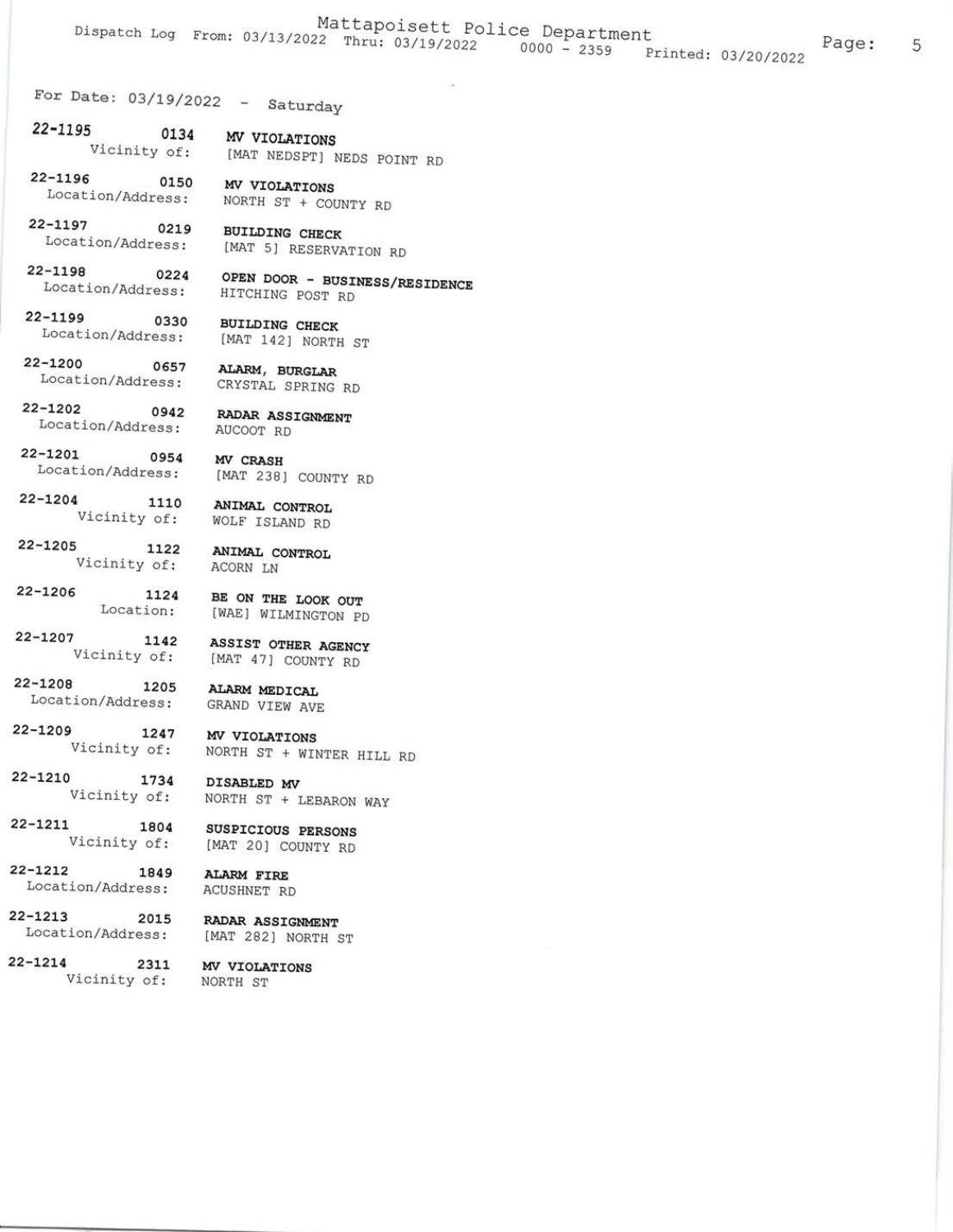For Date: 03/19/2022 - Saturday

| | | |
|---|---|---|
| 22-1195 | 0134 | MV VIOLATIONS |
| | Vicinity of: | [MAT NEDSPT] NEDS POINT RD |
| 22-1196 | 0150 | MV VIOLATIONS |
| | Location/Address: | NORTH ST + COUNTY RD |
| 22-1197 | 0219 | BUILDING CHECK |
| | Location/Address: | [MAT 5] RESERVATION RD |
| 22-1198 | 0224 | OPEN DOOR - BUSINESS/RESIDENCE |
| | Location/Address: | HITCHING POST RD |
| 22-1199 | 0330 | BUILDING CHECK |
| | Location/Address: | [MAT 142] NORTH ST |
| 22-1200 | 0657 | ALARM, BURGLAR |
| | Location/Address: | CRYSTAL SPRING RD |
| 22-1202 | 0942 | RADAR ASSIGNMENT |
| | Location/Address: | AUCOOT RD |
| 22-1201 | 0954 | MV CRASH |
| | Location/Address: | [MAT 238] COUNTY RD |
| 22-1204 | 1110 | ANIMAL CONTROL |
| | Vicinity of: | WOLF ISLAND RD |
| 22-1205 | 1122 | ANIMAL CONTROL |
| | Vicinity of: | ACORN LN |
| 22-1206 | 1124 | BE ON THE LOOK OUT |
| | Location: | [WAE] WILMINGTON PD |
| 22-1207 | 1142 | ASSIST OTHER AGENCY |
| | Vicinity of: | [MAT 47] COUNTY RD |
| 22-1208 | 1205 | ALARM MEDICAL |
| | Location/Address: | GRAND VIEW AVE |
| 22-1209 | 1247 | MV VIOLATIONS |
| | Vicinity of: | NORTH ST + WINTER HILL RD |
| 22-1210 | 1734 | DISABLED MV |
| | Vicinity of: | NORTH ST + LEBARON WAY |
| 22-1211 | 1804 | SUSPICIOUS PERSONS |
| | Vicinity of: | [MAT 20] COUNTY RD |
| 22-1212 | 1849 | ALARM FIRE |
| | Location/Address: | ACUSHNET RD |
| 22-1213 | 2015 | RADAR ASSIGNMENT |
| | Location/Address: | [MAT 282] NORTH ST |
| 22-1214 | 2311 | MV VIOLATIONS |
| | Vicinity of: | NORTH ST |